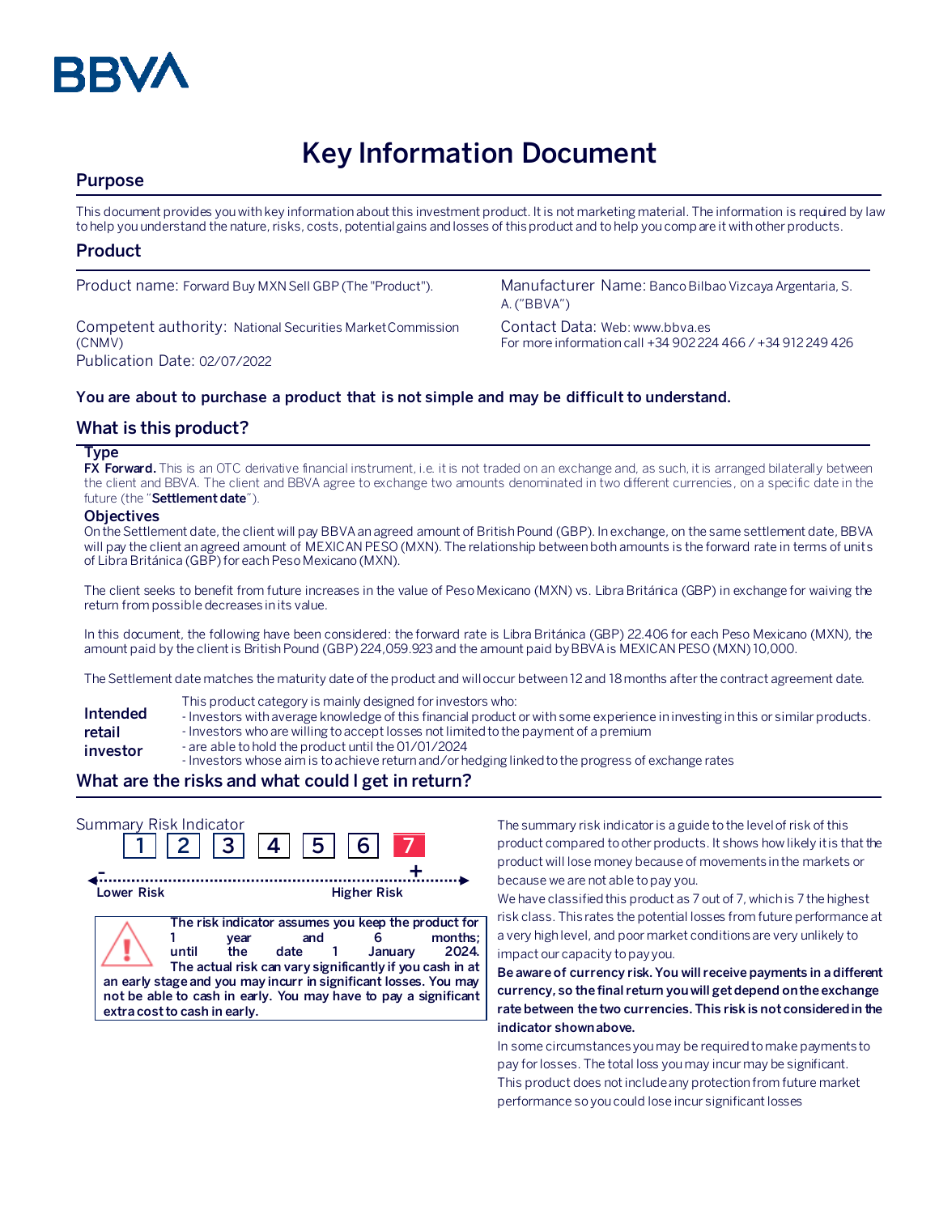BBVA

# Key Information Document

## Purpose

This document provides you with key information about this investment product. It is not marketing material. The information is required by law to help you understand the nature, risks, costs, potential gains and losses of this product and to help you compare it with other products.

## Product

Product name: Forward Buy MXN Sell GBP (The "Product").

Competent authority: National Securities Market Commission (CNMV)

Publication Date: 02/07/2022

Manufacturer Name: Banco Bilbao Vizcaya Argentaria, S. A. ("BBVA")

Contact Data: Web: www.bbva.es
For more information call +34 902 224 466 / +34 912 249 426

**You are about to purchase a product that is not simple and may be difficult to understand.**

## What is this product?

### Type

**FX Forward.** This is an OTC derivative financial instrument, i.e. it is not traded on an exchange and, as such, it is arranged bilaterally between the client and BBVA. The client and BBVA agree to exchange two amounts denominated in two different currencies, on a specific date in the future (the "**Settlement date**").

### Objectives

On the Settlement date, the client will pay BBVA an agreed amount of British Pound (GBP). In exchange, on the same settlement date, BBVA will pay the client an agreed amount of MEXICAN PESO (MXN). The relationship between both amounts is the forward rate in terms of units of Libra Británica (GBP) for each Peso Mexicano (MXN).

The client seeks to benefit from future increases in the value of Peso Mexicano (MXN) vs. Libra Británica (GBP) in exchange for waiving the return from possible decreases in its value.

In this document, the following have been considered: the forward rate is Libra Británica (GBP) 22.406 for each Peso Mexicano (MXN), the amount paid by the client is British Pound (GBP) 224,059.923 and the amount paid by BBVA is MEXICAN PESO (MXN) 10,000.

The Settlement date matches the maturity date of the product and will occur between 12 and 18 months after the contract agreement date.

**Intended retail investor**

This product category is mainly designed for investors who:
- Investors with average knowledge of this financial product or with some experience in investing in this or similar products.
- Investors who are willing to accept losses not limited to the payment of a premium
- are able to hold the product until the 01/01/2024
- Investors whose aim is to achieve return and/or hedging linked to the progress of exchange rates

## What are the risks and what could I get in return?

Summary Risk Indicator

1 2 3 4 5 6 **7**

Lower Risk — Higher Risk

**The risk indicator assumes you keep the product for 1 year and 6 months; until the date 1 January 2024. The actual risk can vary significantly if you cash in at an early stage and you may incurr in significant losses. You may not be able to cash in early. You may have to pay a significant extra cost to cash in early.**

The summary risk indicator is a guide to the level of risk of this product compared to other products. It shows how likely it is that the product will lose money because of movements in the markets or because we are not able to pay you.

We have classified this product as 7 out of 7, which is 7 the highest risk class. This rates the potential losses from future performance at a very high level, and poor market conditions are very unlikely to impact our capacity to pay you.

**Be aware of currency risk. You will receive payments in a different currency, so the final return you will get depend on the exchange rate between the two currencies. This risk is not considered in the indicator shown above.**

In some circumstances you may be required to make payments to pay for losses. The total loss you may incur may be significant. This product does not include any protection from future market performance so you could lose incur significant losses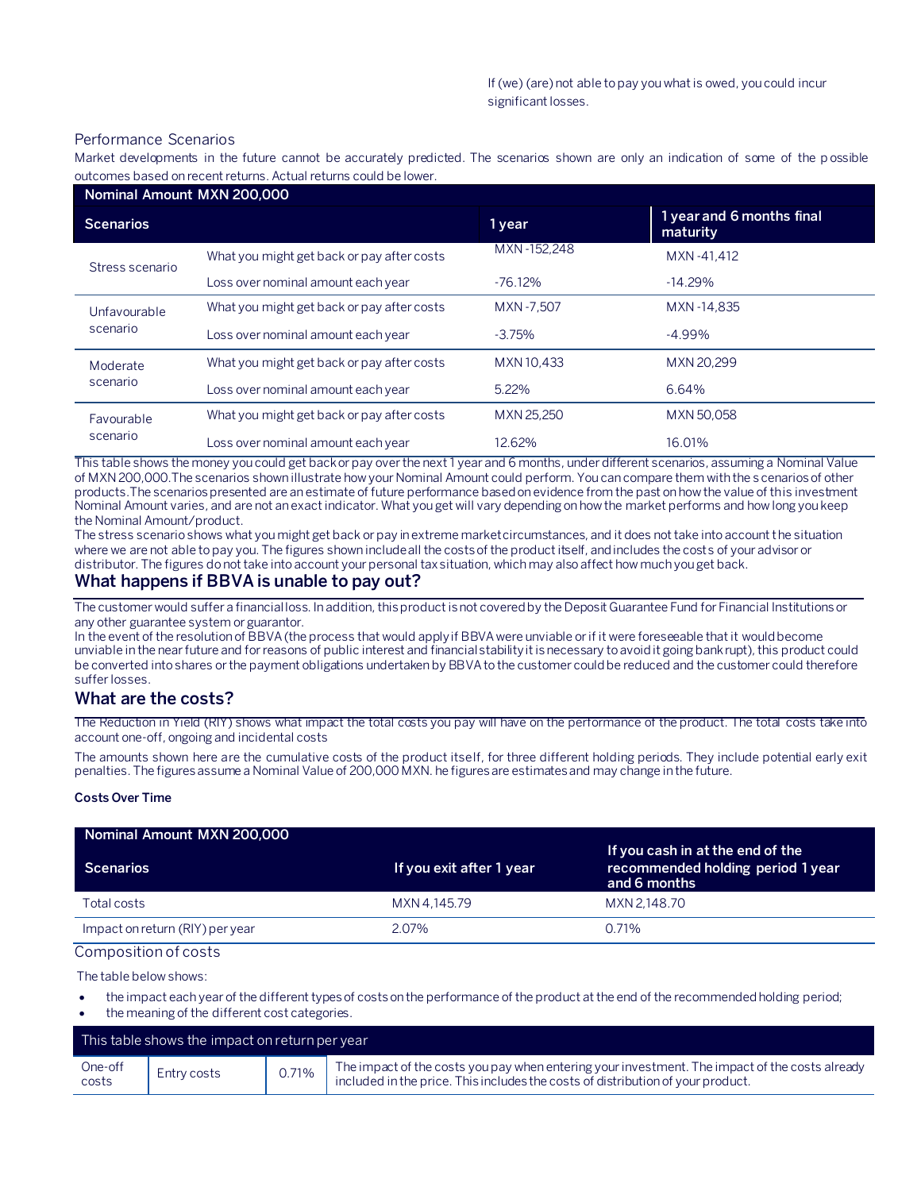If (we) (are) not able to pay you what is owed, you could incur significant losses.

### Performance Scenarios

Market developments in the future cannot be accurately predicted. The scenarios shown are only an indication of some of the possible outcomes based on recent returns. Actual returns could be lower.

| Nominal Amount MXN 200,000 | | | |
|---|---|---|---|
| **Scenarios** | | **1 year** | **1 year and 6 months final maturity** |
| Stress scenario | What you might get back or pay after costs | MXN -152,248 | MXN -41,412 |
| | Loss over nominal amount each year | -76.12% | -14.29% |
| Unfavourable scenario | What you might get back or pay after costs | MXN -7,507 | MXN -14,835 |
| | Loss over nominal amount each year | -3.75% | -4.99% |
| Moderate scenario | What you might get back or pay after costs | MXN 10,433 | MXN 20,299 |
| | Loss over nominal amount each year | 5.22% | 6.64% |
| Favourable scenario | What you might get back or pay after costs | MXN 25,250 | MXN 50,058 |
| | Loss over nominal amount each year | 12.62% | 16.01% |

This table shows the money you could get back or pay over the next 1 year and 6 months, under different scenarios, assuming a Nominal Value of MXN 200,000.The scenarios shown illustrate how your Nominal Amount could perform. You can compare them with the scenarios of other products.The scenarios presented are an estimate of future performance based on evidence from the past on how the value of this investment Nominal Amount varies, and are not an exact indicator. What you get will vary depending on how the market performs and how long you keep the Nominal Amount/product.

The stress scenario shows what you might get back or pay in extreme market circumstances, and it does not take into account the situation where we are not able to pay you. The figures shown include all the costs of the product itself, and includes the costs of your advisor or distributor. The figures do not take into account your personal tax situation, which may also affect how much you get back.

## What happens if BBVA is unable to pay out?

The customer would suffer a financial loss. In addition, this product is not covered by the Deposit Guarantee Fund for Financial Institutions or any other guarantee system or guarantor.

In the event of the resolution of BBVA (the process that would apply if BBVA were unviable or if it were foreseeable that it would become unviable in the near future and for reasons of public interest and financial stability it is necessary to avoid it going bankrupt), this product could be converted into shares or the payment obligations undertaken by BBVA to the customer could be reduced and the customer could therefore suffer losses.

## What are the costs?

The Reduction in Yield (RIY) shows what impact the total costs you pay will have on the performance of the product. The total costs take into account one-off, ongoing and incidental costs

The amounts shown here are the cumulative costs of the product itself, for three different holding periods. They include potential early exit penalties. The figures assume a Nominal Value of 200,000 MXN. he figures are estimates and may change in the future.

**Costs Over Time**

| Nominal Amount MXN 200,000 | | |
|---|---|---|
| **Scenarios** | **If you exit after 1 year** | **If you cash in at the end of the recommended holding period 1 year and 6 months** |
| Total costs | MXN 4,145.79 | MXN 2,148.70 |
| Impact on return (RIY) per year | 2.07% | 0.71% |

### Composition of costs

The table below shows:

- the impact each year of the different types of costs on the performance of the product at the end of the recommended holding period;
- the meaning of the different cost categories.

| This table shows the impact on return per year | | | |
|---|---|---|---|
| One-off costs | Entry costs | 0.71% | The impact of the costs you pay when entering your investment. The impact of the costs already included in the price. This includes the costs of distribution of your product. |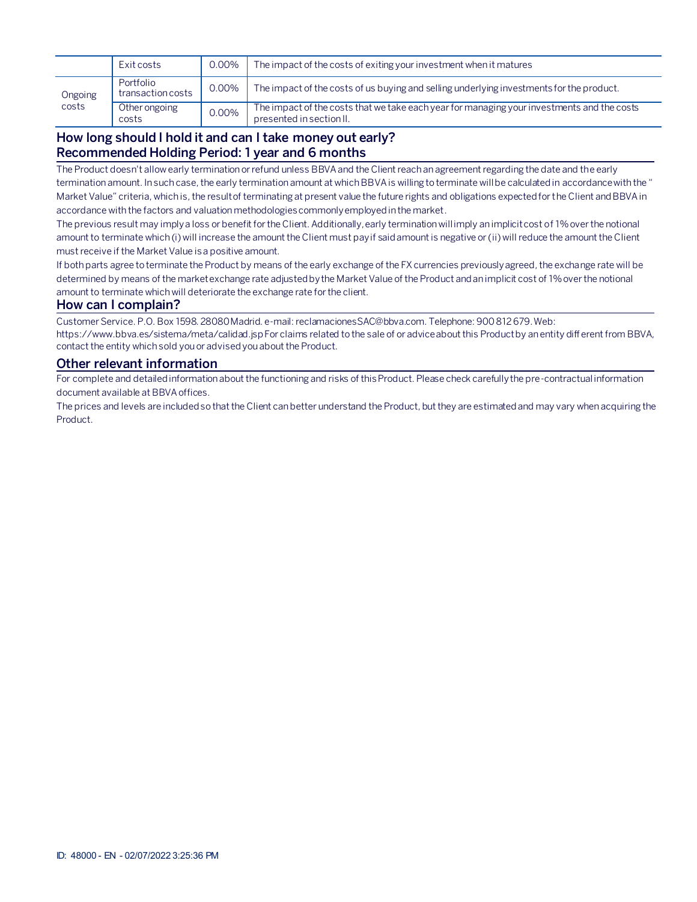| | | | |
|---|---|---|---|
| | Exit costs | 0.00% | The impact of the costs of exiting your investment when it matures |
| Ongoing costs | Portfolio transaction costs | 0.00% | The impact of the costs of us buying and selling underlying investments for the product. |
| | Other ongoing costs | 0.00% | The impact of the costs that we take each year for managing your investments and the costs presented in section II. |

## How long should I hold it and can I take money out early?
## Recommended Holding Period: 1 year and 6 months

The Product doesn't allow early termination or refund unless BBVA and the Client reach an agreement regarding the date and the early termination amount. In such case, the early termination amount at which BBVA is willing to terminate will be calculated in accordance with the " Market Value" criteria, which is, the result of terminating at present value the future rights and obligations expected for the Client and BBVA in accordance with the factors and valuation methodologies commonly employed in the market.

The previous result may imply a loss or benefit for the Client. Additionally, early termination will imply an implicit cost of 1% over the notional amount to terminate which (i) will increase the amount the Client must pay if said amount is negative or (ii) will reduce the amount the Client must receive if the Market Value is a positive amount.

If both parts agree to terminate the Product by means of the early exchange of the FX currencies previously agreed, the exchange rate will be determined by means of the market exchange rate adjusted by the Market Value of the Product and an implicit cost of 1% over the notional amount to terminate which will deteriorate the exchange rate for the client.

## How can I complain?

Customer Service. P.O. Box 1598. 28080 Madrid. e-mail: reclamacionesSAC@bbva.com. Telephone: 900 812 679. Web: https://www.bbva.es/sistema/meta/calidad.jsp For claims related to the sale of or advice about this Product by an entity different from BBVA, contact the entity which sold you or advised you about the Product.

## Other relevant information

For complete and detailed information about the functioning and risks of this Product. Please check carefully the pre-contractual information document available at BBVA offices.

The prices and levels are included so that the Client can better understand the Product, but they are estimated and may vary when acquiring the Product.

ID: 48000 - EN - 02/07/2022 3:25:36 PM